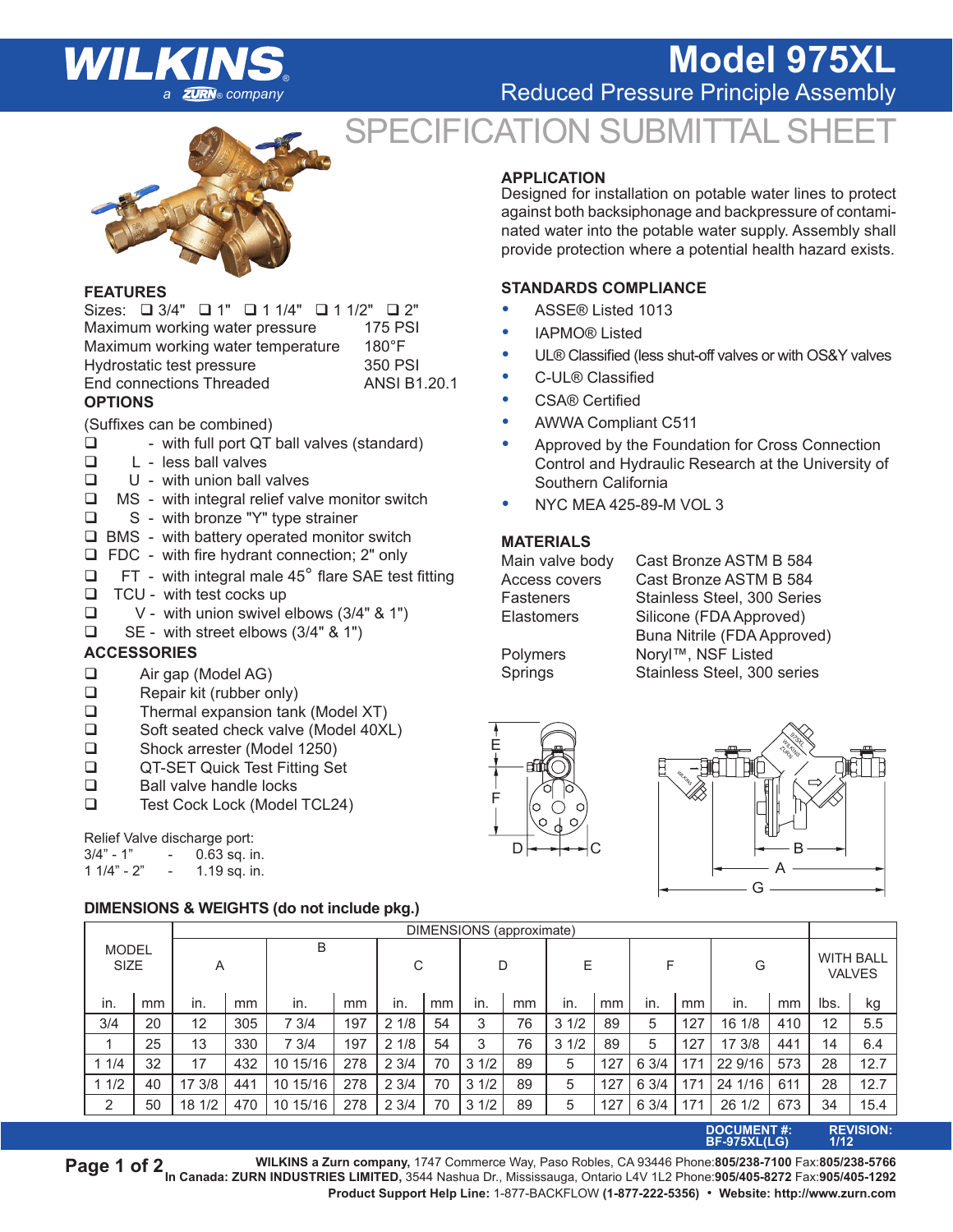# WILKINS

a ZURN® company

# Model 975XL

## Reduced Pressure Principle Assembly

# SPECIFICATION SUBMITTAL SHEET

## APPLICATION

Designed for installation on potable water lines to protect against both backsiphonage and backpressure of contaminated water into the potable water supply. Assembly shall provide protection where a potential health hazard exists.

## STANDARDS COMPLIANCE

- ASSE® Listed 1013
- IAPMO® Listed
- UL® Classified (less shut-off valves or with OS&Y valves
- C-UL® Classified
- CSA® Certified
- AWWA Compliant C511
- Approved by the Foundation for Cross Connection Control and Hydraulic Research at the University of Southern California
- NYC MEA 425-89-M VOL 3

## MATERIALS

| | |
|---|---|
| Main valve body | Cast Bronze ASTM B 584 |
| Access covers | Cast Bronze ASTM B 584 |
| Fasteners | Stainless Steel, 300 Series |
| Elastomers | Silicone (FDA Approved) |
| | Buna Nitrile (FDA Approved) |
| Polymers | Noryl™, NSF Listed |
| Springs | Stainless Steel, 300 series |

## FEATURES

Sizes: ❑ 3/4" ❑ 1" ❑ 1 1/4" ❑ 1 1/2" ❑ 2"

| | |
|---|---|
| Maximum working water pressure | 175 PSI |
| Maximum working water temperature | 180°F |
| Hydrostatic test pressure | 350 PSI |
| End connections Threaded | ANSI B1.20.1 |

## OPTIONS

(Suffixes can be combined)

- ❑ - with full port QT ball valves (standard)
- ❑ L - less ball valves
- ❑ U - with union ball valves
- ❑ MS - with integral relief valve monitor switch
- ❑ S - with bronze "Y" type strainer
- ❑ BMS - with battery operated monitor switch
- ❑ FDC - with fire hydrant connection; 2" only
- ❑ FT - with integral male 45° flare SAE test fitting
- ❑ TCU - with test cocks up
- ❑ V - with union swivel elbows (3/4" & 1")
- ❑ SE - with street elbows (3/4" & 1")

## ACCESSORIES

- ❑ Air gap (Model AG)
- ❑ Repair kit (rubber only)
- ❑ Thermal expansion tank (Model XT)
- ❑ Soft seated check valve (Model 40XL)
- ❑ Shock arrester (Model 1250)
- ❑ QT-SET Quick Test Fitting Set
- ❑ Ball valve handle locks
- ❑ Test Cock Lock (Model TCL24)

Relief Valve discharge port:
3/4" - 1" - 0.63 sq. in.
1 1/4" - 2" - 1.19 sq. in.

## DIMENSIONS & WEIGHTS (do not include pkg.)

| MODEL SIZE | | DIMENSIONS (approximate) | | | | | | | | | | | | | | WITH BALL VALVES | |
|---|---|---|---|---|---|---|---|---|---|---|---|---|---|---|---|---|---|
| | | A | | B | | C | | D | | E | | F | | G | | | |
| in. | mm | in. | mm | in. | mm | in. | mm | in. | mm | in. | mm | in. | mm | in. | mm | lbs. | kg |
| 3/4 | 20 | 12 | 305 | 7 3/4 | 197 | 2 1/8 | 54 | 3 | 76 | 3 1/2 | 89 | 5 | 127 | 16 1/8 | 410 | 12 | 5.5 |
| 1 | 25 | 13 | 330 | 7 3/4 | 197 | 2 1/8 | 54 | 3 | 76 | 3 1/2 | 89 | 5 | 127 | 17 3/8 | 441 | 14 | 6.4 |
| 1 1/4 | 32 | 17 | 432 | 10 15/16 | 278 | 2 3/4 | 70 | 3 1/2 | 89 | 5 | 127 | 6 3/4 | 171 | 22 9/16 | 573 | 28 | 12.7 |
| 1 1/2 | 40 | 17 3/8 | 441 | 10 15/16 | 278 | 2 3/4 | 70 | 3 1/2 | 89 | 5 | 127 | 6 3/4 | 171 | 24 1/16 | 611 | 28 | 12.7 |
| 2 | 50 | 18 1/2 | 470 | 10 15/16 | 278 | 2 3/4 | 70 | 3 1/2 | 89 | 5 | 127 | 6 3/4 | 171 | 26 1/2 | 673 | 34 | 15.4 |

DOCUMENT #: BF-975XL(LG) REVISION: 1/12

**WILKINS a Zurn company,** 1747 Commerce Way, Paso Robles, CA 93446 Phone:**805/238-7100** Fax:**805/238-5766**
**In Canada: ZURN INDUSTRIES LIMITED,** 3544 Nashua Dr., Mississauga, Ontario L4V 1L2 Phone:**905/405-8272** Fax:**905/405-1292**
**Product Support Help Line:** 1-877-BACKFLOW **(1-877-222-5356)** • **Website: http://www.zurn.com**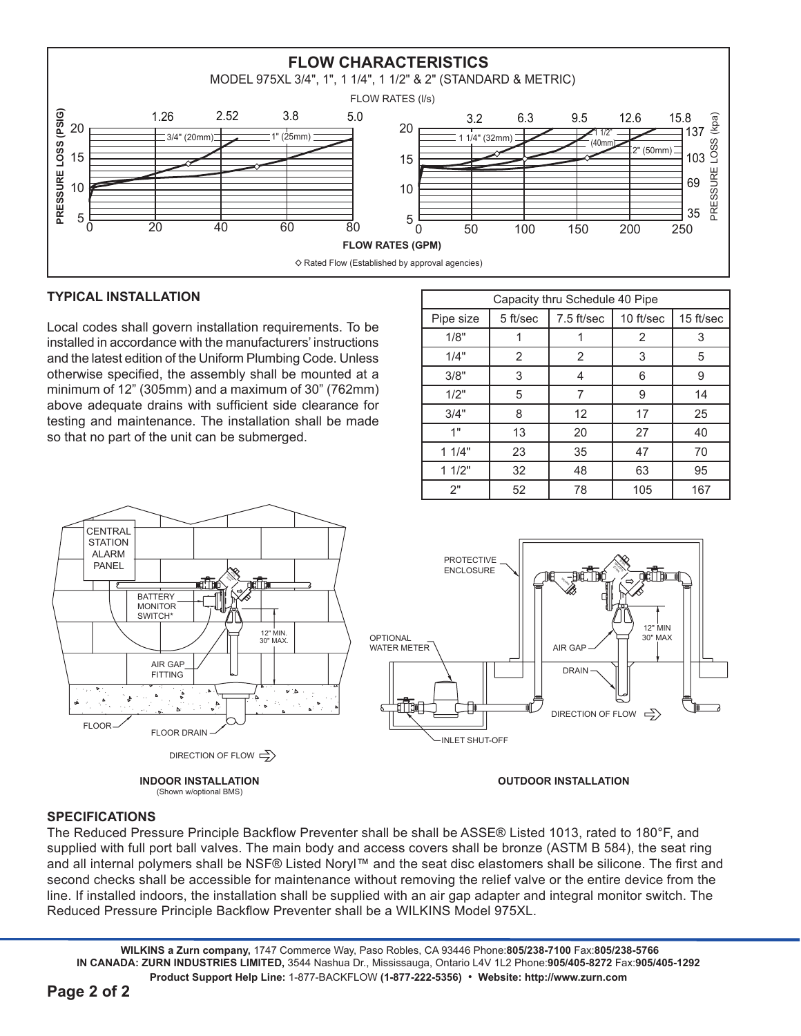## FLOW CHARACTERISTICS

MODEL 975XL 3/4", 1", 1 1/4", 1 1/2" & 2" (STANDARD & METRIC)

FLOW RATES (l/s)

1.26 2.52 3.8 5.0

3.2 6.3 9.5 12.6 15.8

PRESSURE LOSS (PSIG)

20 15 10 5

3/4" (20mm)

1" (25mm)

0 20 40 60 80

1 1/4" (32mm)

1 1/2" (40mm)

2" (50mm)

0 50 100 150 200 250

137 103 69 35

PRESSURE LOSS (kpa)

FLOW RATES (GPM)

◇ Rated Flow (Established by approval agencies)

## TYPICAL INSTALLATION

Local codes shall govern installation requirements. To be installed in accordance with the manufacturers' instructions and the latest edition of the Uniform Plumbing Code. Unless otherwise specified, the assembly shall be mounted at a minimum of 12" (305mm) and a maximum of 30" (762mm) above adequate drains with sufficient side clearance for testing and maintenance. The installation shall be made so that no part of the unit can be submerged.

| Capacity thru Schedule 40 Pipe | | | | |
|---|---|---|---|---|
| Pipe size | 5 ft/sec | 7.5 ft/sec | 10 ft/sec | 15 ft/sec |
| 1/8" | 1 | 1 | 2 | 3 |
| 1/4" | 2 | 2 | 3 | 5 |
| 3/8" | 3 | 4 | 6 | 9 |
| 1/2" | 5 | 7 | 9 | 14 |
| 3/4" | 8 | 12 | 17 | 25 |
| 1" | 13 | 20 | 27 | 40 |
| 1 1/4" | 23 | 35 | 47 | 70 |
| 1 1/2" | 32 | 48 | 63 | 95 |
| 2" | 52 | 78 | 105 | 167 |

CENTRAL STATION ALARM PANEL

BATTERY MONITOR SWITCH*

12" MIN. 30" MAX.

AIR GAP FITTING

FLOOR

FLOOR DRAIN

DIRECTION OF FLOW

**INDOOR INSTALLATION**
(Shown w/optional BMS)

PROTECTIVE ENCLOSURE

OPTIONAL WATER METER

AIR GAP

12" MIN 30" MAX

DRAIN

DIRECTION OF FLOW

INLET SHUT-OFF

**OUTDOOR INSTALLATION**

## SPECIFICATIONS

The Reduced Pressure Principle Backflow Preventer shall be shall be ASSE® Listed 1013, rated to 180°F, and supplied with full port ball valves. The main body and access covers shall be bronze (ASTM B 584), the seat ring and all internal polymers shall be NSF® Listed Noryl™ and the seat disc elastomers shall be silicone. The first and second checks shall be accessible for maintenance without removing the relief valve or the entire device from the line. If installed indoors, the installation shall be supplied with an air gap adapter and integral monitor switch. The Reduced Pressure Principle Backflow Preventer shall be a WILKINS Model 975XL.

**WILKINS a Zurn company,** 1747 Commerce Way, Paso Robles, CA 93446 Phone:**805/238-7100** Fax:**805/238-5766**
**IN CANADA: ZURN INDUSTRIES LIMITED,** 3544 Nashua Dr., Mississauga, Ontario L4V 1L2 Phone:**905/405-8272** Fax:**905/405-1292**
**Product Support Help Line:** 1-877-BACKFLOW **(1-877-222-5356)** • **Website: http://www.zurn.com**